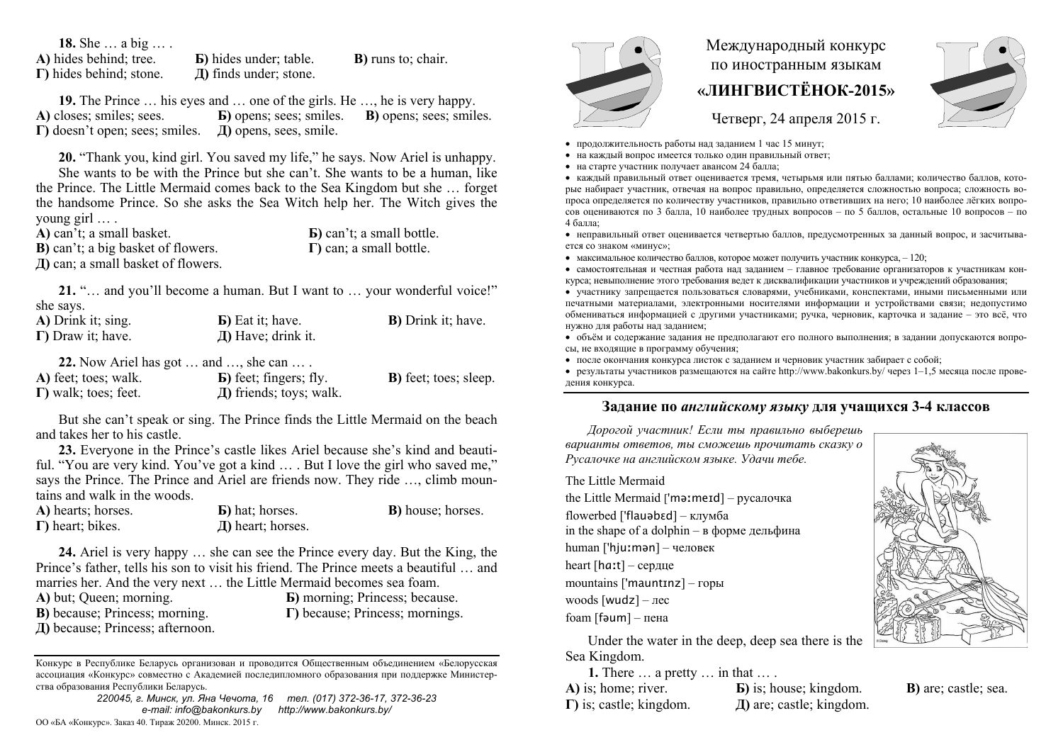# Международный конкурс по иностранным языкам

## «ЛИНГВИСТЁНОК-2015»

Четверг, 24 апреля 2015 г.

- продолжительность работы над заданием 1 час 15 минут;
- на каждый вопрос имеется только один правильный ответ;
- на старте участник получает авансом 24 балла;
- каждый правильный ответ оценивается тремя, четырьмя или пятью баллами; количество баллов, которые набирает участник, отвечая на вопрос правильно, определяется сложностью вопроса; сложность вопроса определяется по количеству участников, правильно ответивших на него; 10 наиболее лёгких вопросов оцениваются по 3 балла, 10 наиболее трудных вопросов – по 5 баллов, остальные 10 вопросов – по 4 балла;
- неправильный ответ оценивается четвертью баллов, предусмотренных за данный вопрос, и засчитывается со знаком «минус»;
- максимальное количество баллов, которое может получить участник конкурса, – 120;
- самостоятельная и честная работа над заданием – главное требование организаторов к участникам конкурса; невыполнение этого требования ведет к дисквалификации участников и учреждений образования;
- участнику запрещается пользоваться словарями, учебниками, конспектами, иными письменными или печатными материалами, электронными носителями информации и устройствами связи; недопустимо обмениваться информацией с другими участниками; ручка, черновик, карточка и задание – это всё, что нужно для работы над заданием;
- объём и содержание задания не предполагают его полного выполнения; в задании допускаются вопросы, не входящие в программу обучения;
- после окончания конкурса листок с заданием и черновик участник забирает с собой;
- результаты участников размещаются на сайте http://www.bakonkurs.by/ через 1–1,5 месяца после проведения конкурса.

## Задание по *английскому языку* для учащихся 3-4 классов

*Дорогой участник! Если ты правильно выберешь варианты ответов, ты сможешь прочитать сказку о Русалочке на английском языке. Удачи тебе.*

The Little Mermaid

the Little Mermaid ['məːmeɪd] – русалочка

flowerbed ['flauəbɛd] – клумба

in the shape of a dolphin – в форме дельфина

human ['hjuːmən] – человек

heart [hɑːt] – сердце

mountains ['mauntɪnz] – горы

woods [wudz] – лес

foam [fəum] – пена

Under the water in the deep, deep sea there is the Sea Kingdom.

**1.** There … a pretty … in that … .

**А)** is; home; river. **Б)** is; house; kingdom. **В)** are; castle; sea.
**Г)** is; castle; kingdom. **Д)** are; castle; kingdom.

**18.** She … a big … .

**А)** hides behind; tree. **Б)** hides under; table. **В)** runs to; chair.
**Г)** hides behind; stone. **Д)** finds under; stone.

**19.** The Prince … his eyes and … one of the girls. He …, he is very happy.

**А)** closes; smiles; sees. **Б)** opens; sees; smiles. **В)** opens; sees; smiles.
**Г)** doesn't open; sees; smiles. **Д)** opens, sees, smile.

**20.** "Thank you, kind girl. You saved my life," he says. Now Ariel is unhappy. She wants to be with the Prince but she can't. She wants to be a human, like the Prince. The Little Mermaid comes back to the Sea Kingdom but she … forget the handsome Prince. So she asks the Sea Witch help her. The Witch gives the young girl … .

**А)** can't; a small basket. **Б)** can't; a small bottle.
**В)** can't; a big basket of flowers. **Г)** can; a small bottle.
**Д)** can; a small basket of flowers.

**21.** "… and you'll become a human. But I want to … your wonderful voice!" she says.

**А)** Drink it; sing. **Б)** Eat it; have. **В)** Drink it; have.
**Г)** Draw it; have. **Д)** Have; drink it.

**22.** Now Ariel has got … and …, she can … .

**А)** feet; toes; walk. **Б)** feet; fingers; fly. **В)** feet; toes; sleep.
**Г)** walk; toes; feet. **Д)** friends; toys; walk.

But she can't speak or sing. The Prince finds the Little Mermaid on the beach and takes her to his castle.

**23.** Everyone in the Prince's castle likes Ariel because she's kind and beautiful. "You are very kind. You've got a kind … . But I love the girl who saved me," says the Prince. The Prince and Ariel are friends now. They ride …, climb mountains and walk in the woods.

**А)** hearts; horses. **Б)** hat; horses. **В)** house; horses.
**Г)** heart; bikes. **Д)** heart; horses.

**24.** Ariel is very happy … she can see the Prince every day. But the King, the Prince's father, tells his son to visit his friend. The Prince meets a beautiful … and marries her. And the very next … the Little Mermaid becomes sea foam.

**А)** but; Queen; morning. **Б)** morning; Princess; because.
**В)** because; Princess; morning. **Г)** because; Princess; mornings.
**Д)** because; Princess; afternoon.

Конкурс в Республике Беларусь организован и проводится Общественным объединением «Белорусская ассоциация «Конкурс» совместно с Академией последипломного образования при поддержке Министерства образования Республики Беларусь.

*220045, г. Минск, ул. Яна Чечота, 16 тел. (017) 372-36-17, 372-36-23*
*e-mail: info@bakonkurs.by http://www.bakonkurs.by/*

ОО «БА «Конкурс». Заказ 40. Тираж 20200. Минск. 2015 г.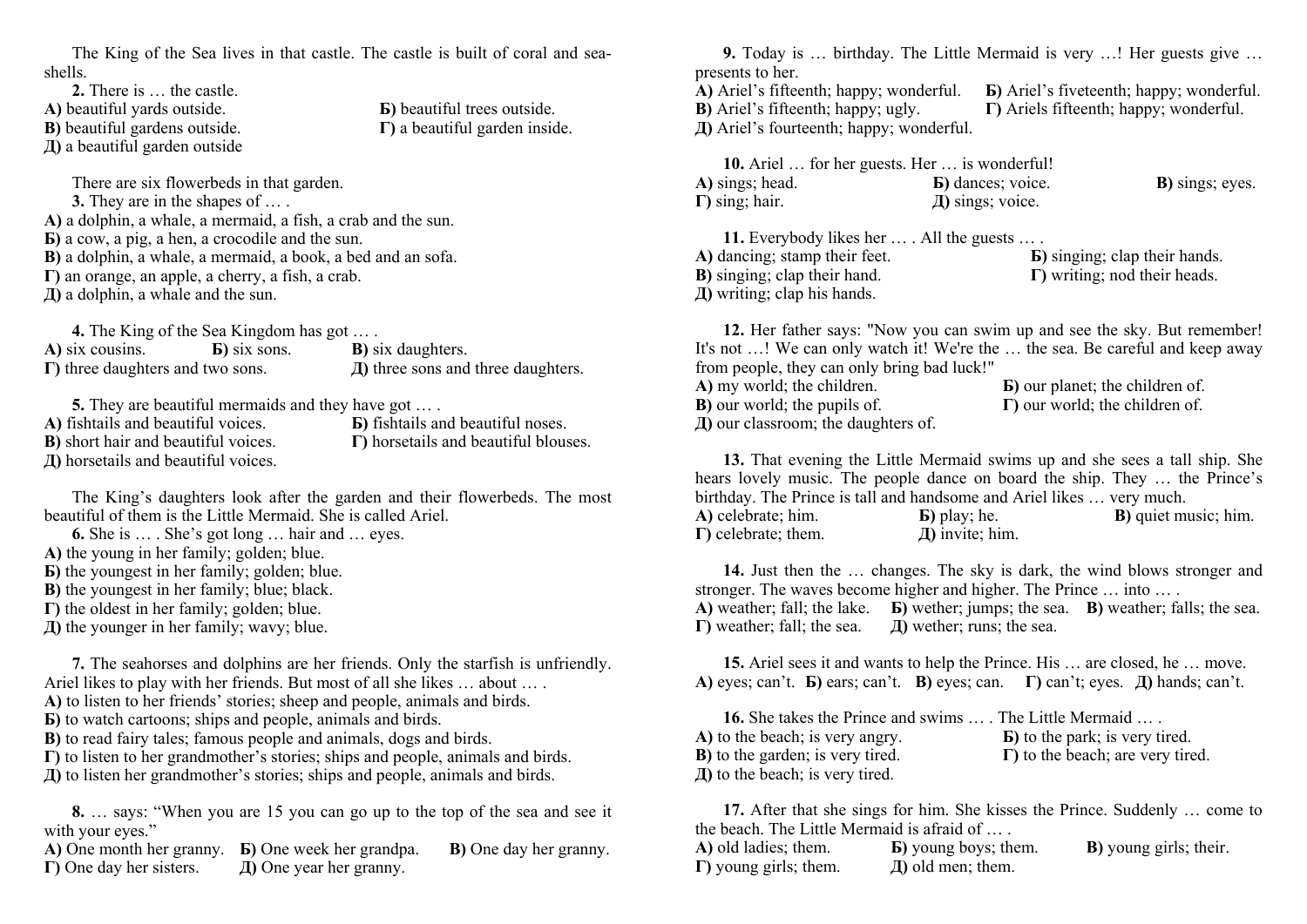The King of the Sea lives in that castle. The castle is built of coral and sea-shells.

**2.** There is … the castle.

**А)** beautiful yards outside.
**Б)** beautiful trees outside.
**В)** beautiful gardens outside.
**Г)** a beautiful garden inside.
**Д)** a beautiful garden outside

There are six flowerbeds in that garden.

**3.** They are in the shapes of … .

**А)** a dolphin, a whale, a mermaid, a fish, a crab and the sun.
**Б)** a cow, a pig, a hen, a crocodile and the sun.
**В)** a dolphin, a whale, a mermaid, a book, a bed and an sofa.
**Г)** an orange, an apple, a cherry, a fish, a crab.
**Д)** a dolphin, a whale and the sun.

**4.** The King of the Sea Kingdom has got … .

**А)** six cousins.
**Б)** six sons.
**В)** six daughters.
**Г)** three daughters and two sons.
**Д)** three sons and three daughters.

**5.** They are beautiful mermaids and they have got … .

**А)** fishtails and beautiful voices.
**Б)** fishtails and beautiful noses.
**В)** short hair and beautiful voices.
**Г)** horsetails and beautiful blouses.
**Д)** horsetails and beautiful voices.

The King's daughters look after the garden and their flowerbeds. The most beautiful of them is the Little Mermaid. She is called Ariel.

**6.** She is … . She's got long … hair and … eyes.

**А)** the young in her family; golden; blue.
**Б)** the youngest in her family; golden; blue.
**В)** the youngest in her family; blue; black.
**Г)** the oldest in her family; golden; blue.
**Д)** the younger in her family; wavy; blue.

**7.** The seahorses and dolphins are her friends. Only the starfish is unfriendly. Ariel likes to play with her friends. But most of all she likes … about … .

**А)** to listen to her friends' stories; sheep and people, animals and birds.
**Б)** to watch cartoons; ships and people, animals and birds.
**В)** to read fairy tales; famous people and animals, dogs and birds.
**Г)** to listen to her grandmother's stories; ships and people, animals and birds.
**Д)** to listen her grandmother's stories; ships and people, animals and birds.

**8.** … says: "When you are 15 you can go up to the top of the sea and see it with your eyes."

**А)** One month her granny.
**Б)** One week her grandpa.
**В)** One day her granny.
**Г)** One day her sisters.
**Д)** One year her granny.

**9.** Today is … birthday. The Little Mermaid is very …! Her guests give … presents to her.

**А)** Ariel's fifteenth; happy; wonderful.
**Б)** Ariel's fiveteenth; happy; wonderful.
**В)** Ariel's fifteenth; happy; ugly.
**Г)** Ariels fifteenth; happy; wonderful.
**Д)** Ariel's fourteenth; happy; wonderful.

**10.** Ariel … for her guests. Her … is wonderful!

**А)** sings; head.
**Б)** dances; voice.
**В)** sings; eyes.
**Г)** sing; hair.
**Д)** sings; voice.

**11.** Everybody likes her … . All the guests … .

**А)** dancing; stamp their feet.
**Б)** singing; clap their hands.
**В)** singing; clap their hand.
**Г)** writing; nod their heads.
**Д)** writing; clap his hands.

**12.** Her father says: "Now you can swim up and see the sky. But remember! It's not …! We can only watch it! We're the … the sea. Be careful and keep away from people, they can only bring bad luck!"

**А)** my world; the children.
**Б)** our planet; the children of.
**В)** our world; the pupils of.
**Г)** our world; the children of.
**Д)** our classroom; the daughters of.

**13.** That evening the Little Mermaid swims up and she sees a tall ship. She hears lovely music. The people dance on board the ship. They … the Prince's birthday. The Prince is tall and handsome and Ariel likes … very much.

**А)** celebrate; him.
**Б)** play; he.
**В)** quiet music; him.
**Г)** celebrate; them.
**Д)** invite; him.

**14.** Just then the … changes. The sky is dark, the wind blows stronger and stronger. The waves become higher and higher. The Prince … into … .

**А)** weather; fall; the lake.
**Б)** wether; jumps; the sea.
**В)** weather; falls; the sea.
**Г)** weather; fall; the sea.
**Д)** wether; runs; the sea.

**15.** Ariel sees it and wants to help the Prince. His … are closed, he … move.

**А)** eyes; can't.
**Б)** ears; can't.
**В)** eyes; can.
**Г)** can't; eyes.
**Д)** hands; can't.

**16.** She takes the Prince and swims … . The Little Mermaid … .

**А)** to the beach; is very angry.
**Б)** to the park; is very tired.
**В)** to the garden; is very tired.
**Г)** to the beach; are very tired.
**Д)** to the beach; is very tired.

**17.** After that she sings for him. She kisses the Prince. Suddenly … come to the beach. The Little Mermaid is afraid of … .

**А)** old ladies; them.
**Б)** young boys; them.
**В)** young girls; their.
**Г)** young girls; them.
**Д)** old men; them.